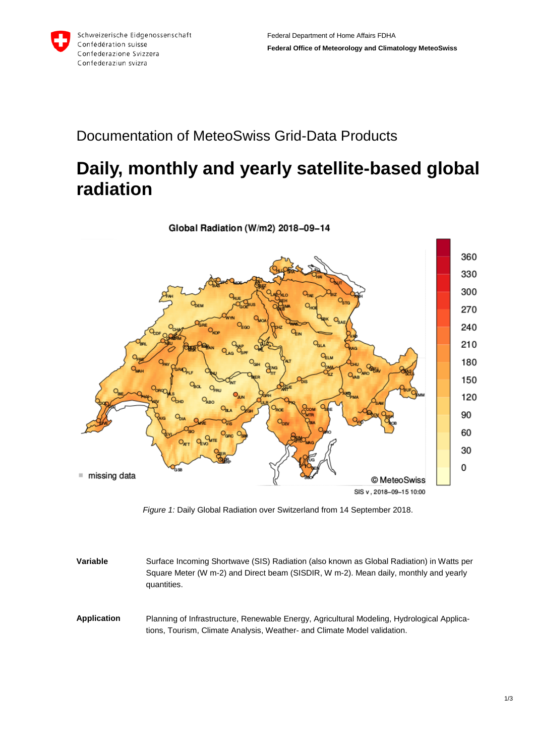Schweizerische Eidgenossenschaft
Confédération suisse
Confederazione Svizzera
Confederaziun svizra

Federal Department of Home Affairs FDHA
**Federal Office of Meteorology and Climatology MeteoSwiss**

## Documentation of MeteoSwiss Grid-Data Products

# Daily, monthly and yearly satellite-based global radiation

*Figure 1:* Daily Global Radiation over Switzerland from 14 September 2018.

| | |
|---|---|
| **Variable** | Surface Incoming Shortwave (SIS) Radiation (also known as Global Radiation) in Watts per Square Meter (W m-2) and Direct beam (SISDIR, W m-2). Mean daily, monthly and yearly quantities. |
| **Application** | Planning of Infrastructure, Renewable Energy, Agricultural Modeling, Hydrological Applications, Tourism, Climate Analysis, Weather- and Climate Model validation. |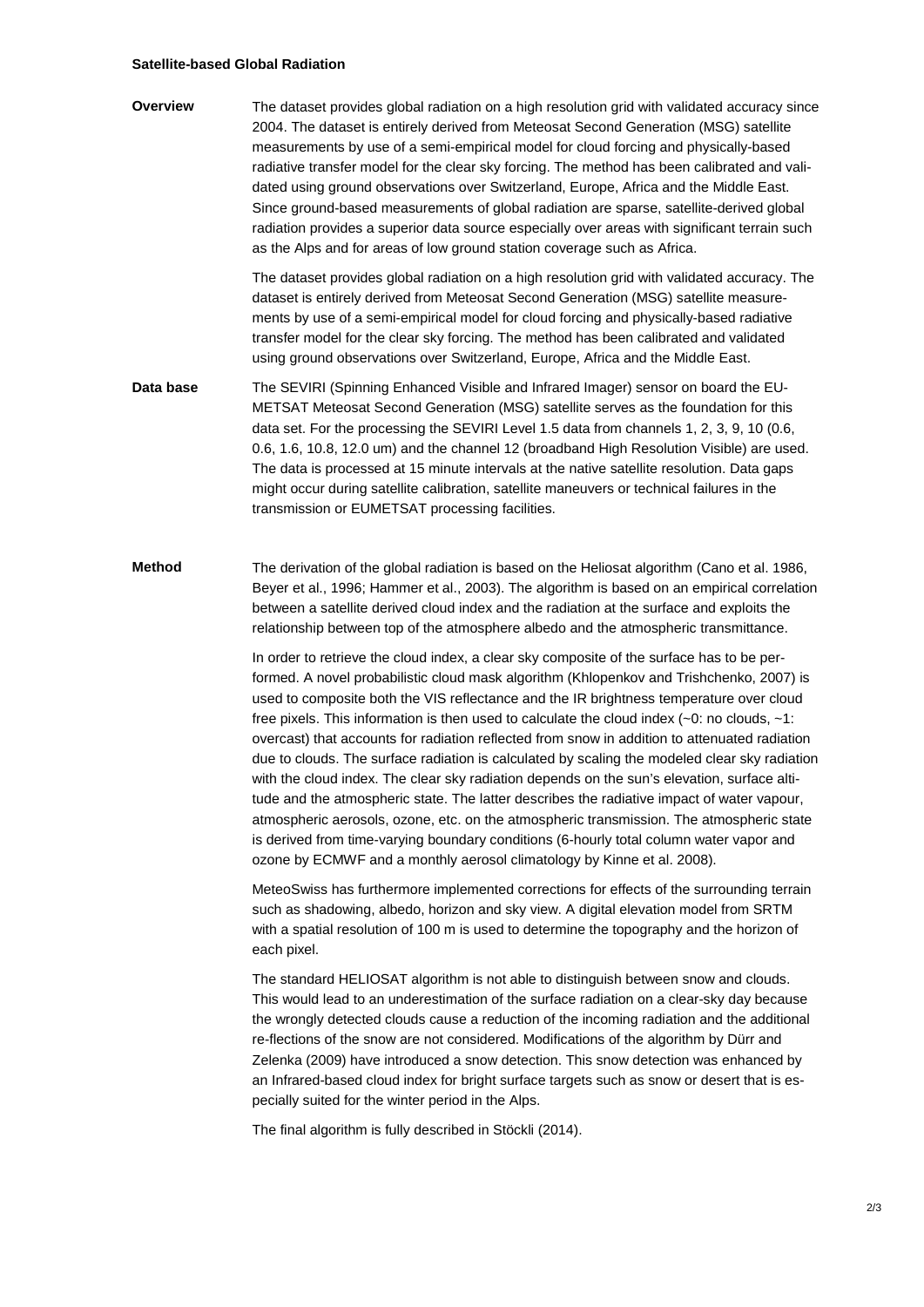## Satellite-based Global Radiation

**Overview**

The dataset provides global radiation on a high resolution grid with validated accuracy since 2004. The dataset is entirely derived from Meteosat Second Generation (MSG) satellite measurements by use of a semi-empirical model for cloud forcing and physically-based radiative transfer model for the clear sky forcing. The method has been calibrated and validated using ground observations over Switzerland, Europe, Africa and the Middle East. Since ground-based measurements of global radiation are sparse, satellite-derived global radiation provides a superior data source especially over areas with significant terrain such as the Alps and for areas of low ground station coverage such as Africa.

The dataset provides global radiation on a high resolution grid with validated accuracy. The dataset is entirely derived from Meteosat Second Generation (MSG) satellite measurements by use of a semi-empirical model for cloud forcing and physically-based radiative transfer model for the clear sky forcing. The method has been calibrated and validated using ground observations over Switzerland, Europe, Africa and the Middle East.

**Data base**

The SEVIRI (Spinning Enhanced Visible and Infrared Imager) sensor on board the EUMETSAT Meteosat Second Generation (MSG) satellite serves as the foundation for this data set. For the processing the SEVIRI Level 1.5 data from channels 1, 2, 3, 9, 10 (0.6, 0.6, 1.6, 10.8, 12.0 um) and the channel 12 (broadband High Resolution Visible) are used. The data is processed at 15 minute intervals at the native satellite resolution. Data gaps might occur during satellite calibration, satellite maneuvers or technical failures in the transmission or EUMETSAT processing facilities.

**Method**

The derivation of the global radiation is based on the Heliosat algorithm (Cano et al. 1986, Beyer et al., 1996; Hammer et al., 2003). The algorithm is based on an empirical correlation between a satellite derived cloud index and the radiation at the surface and exploits the relationship between top of the atmosphere albedo and the atmospheric transmittance.

In order to retrieve the cloud index, a clear sky composite of the surface has to be performed. A novel probabilistic cloud mask algorithm (Khlopenkov and Trishchenko, 2007) is used to composite both the VIS reflectance and the IR brightness temperature over cloud free pixels. This information is then used to calculate the cloud index (~0: no clouds, ~1: overcast) that accounts for radiation reflected from snow in addition to attenuated radiation due to clouds. The surface radiation is calculated by scaling the modeled clear sky radiation with the cloud index. The clear sky radiation depends on the sun's elevation, surface altitude and the atmospheric state. The latter describes the radiative impact of water vapour, atmospheric aerosols, ozone, etc. on the atmospheric transmission. The atmospheric state is derived from time-varying boundary conditions (6-hourly total column water vapor and ozone by ECMWF and a monthly aerosol climatology by Kinne et al. 2008).

MeteoSwiss has furthermore implemented corrections for effects of the surrounding terrain such as shadowing, albedo, horizon and sky view. A digital elevation model from SRTM with a spatial resolution of 100 m is used to determine the topography and the horizon of each pixel.

The standard HELIOSAT algorithm is not able to distinguish between snow and clouds. This would lead to an underestimation of the surface radiation on a clear-sky day because the wrongly detected clouds cause a reduction of the incoming radiation and the additional re-flections of the snow are not considered. Modifications of the algorithm by Dürr and Zelenka (2009) have introduced a snow detection. This snow detection was enhanced by an Infrared-based cloud index for bright surface targets such as snow or desert that is especially suited for the winter period in the Alps.

The final algorithm is fully described in Stöckli (2014).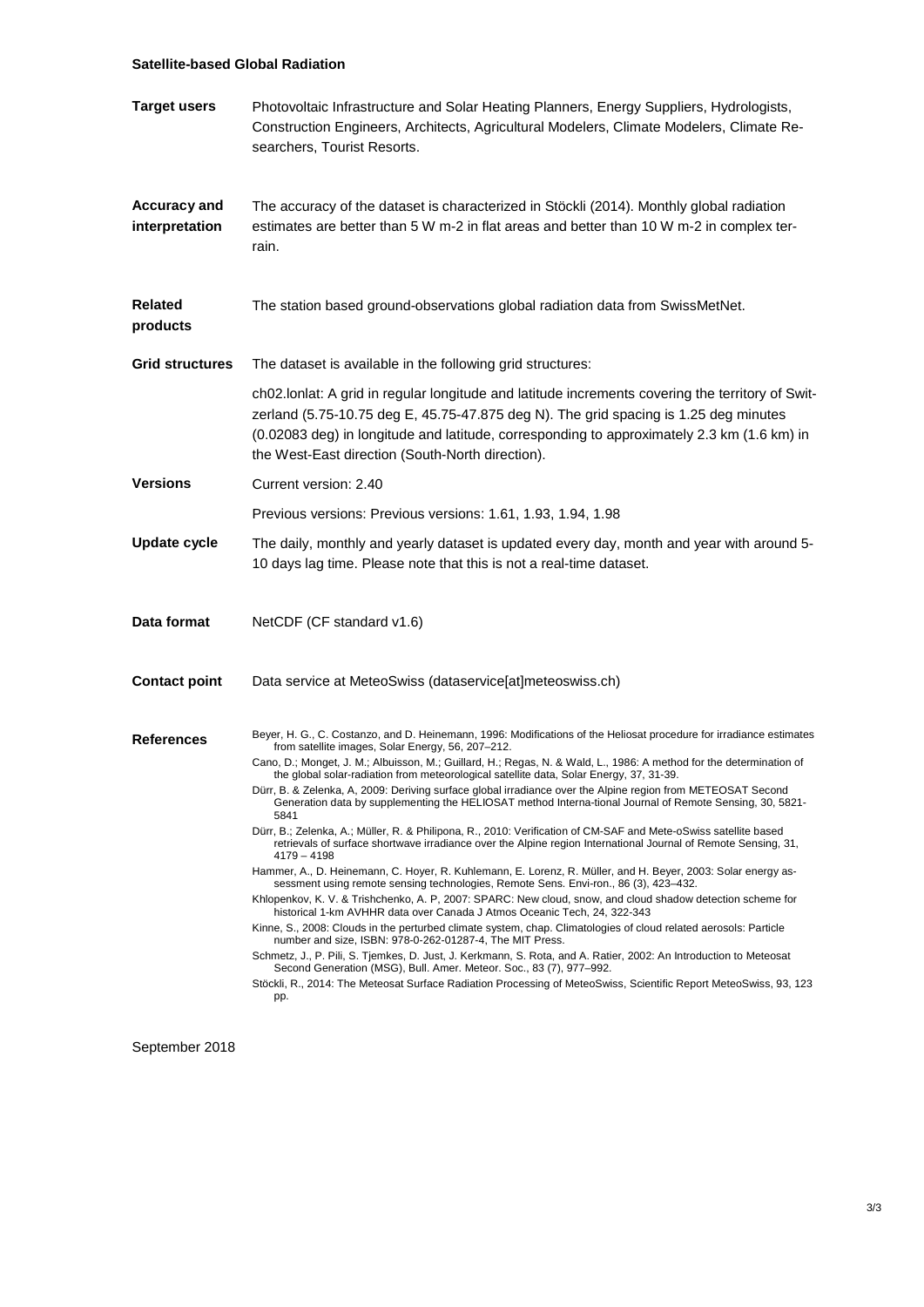**Satellite-based Global Radiation**

**Target users**

Photovoltaic Infrastructure and Solar Heating Planners, Energy Suppliers, Hydrologists, Construction Engineers, Architects, Agricultural Modelers, Climate Modelers, Climate Researchers, Tourist Resorts.

**Accuracy and interpretation**

The accuracy of the dataset is characterized in Stöckli (2014). Monthly global radiation estimates are better than 5 W m-2 in flat areas and better than 10 W m-2 in complex terrain.

**Related products**

The station based ground-observations global radiation data from SwissMetNet.

**Grid structures**

The dataset is available in the following grid structures:

ch02.lonlat: A grid in regular longitude and latitude increments covering the territory of Switzerland (5.75-10.75 deg E, 45.75-47.875 deg N). The grid spacing is 1.25 deg minutes (0.02083 deg) in longitude and latitude, corresponding to approximately 2.3 km (1.6 km) in the West-East direction (South-North direction).

**Versions**

Current version: 2.40

Previous versions: Previous versions: 1.61, 1.93, 1.94, 1.98

**Update cycle**

The daily, monthly and yearly dataset is updated every day, month and year with around 5-10 days lag time. Please note that this is not a real-time dataset.

**Data format**

NetCDF (CF standard v1.6)

**Contact point**

Data service at MeteoSwiss (dataservice[at]meteoswiss.ch)

**References**

Beyer, H. G., C. Costanzo, and D. Heinemann, 1996: Modifications of the Heliosat procedure for irradiance estimates from satellite images, Solar Energy, 56, 207–212.

Cano, D.; Monget, J. M.; Albuisson, M.; Guillard, H.; Regas, N. & Wald, L., 1986: A method for the determination of the global solar-radiation from meteorological satellite data, Solar Energy, 37, 31-39.

Dürr, B. & Zelenka, A, 2009: Deriving surface global irradiance over the Alpine region from METEOSAT Second Generation data by supplementing the HELIOSAT method Interna-tional Journal of Remote Sensing, 30, 5821-5841

Dürr, B.; Zelenka, A.; Müller, R. & Philipona, R., 2010: Verification of CM-SAF and Mete-oSwiss satellite based retrievals of surface shortwave irradiance over the Alpine region International Journal of Remote Sensing, 31, 4179 – 4198

Hammer, A., D. Heinemann, C. Hoyer, R. Kuhlemann, E. Lorenz, R. Müller, and H. Beyer, 2003: Solar energy assessment using remote sensing technologies, Remote Sens. Envi-ron., 86 (3), 423–432.

Khlopenkov, K. V. & Trishchenko, A. P, 2007: SPARC: New cloud, snow, and cloud shadow detection scheme for historical 1-km AVHHR data over Canada J Atmos Oceanic Tech, 24, 322-343

Kinne, S., 2008: Clouds in the perturbed climate system, chap. Climatologies of cloud related aerosols: Particle number and size, ISBN: 978-0-262-01287-4, The MIT Press.

Schmetz, J., P. Pili, S. Tjemkes, D. Just, J. Kerkmann, S. Rota, and A. Ratier, 2002: An Introduction to Meteosat Second Generation (MSG), Bull. Amer. Meteor. Soc., 83 (7), 977–992.

Stöckli, R., 2014: The Meteosat Surface Radiation Processing of MeteoSwiss, Scientific Report MeteoSwiss, 93, 123 pp.

September 2018